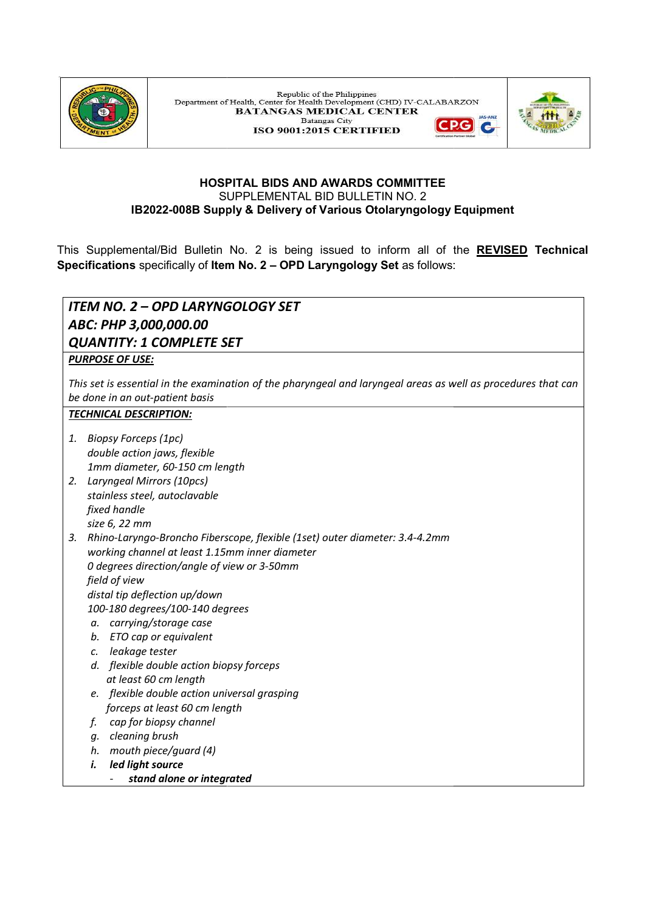Republic of the Philippines
Department of Health, Center for Health Development (CHD) IV-CALABARZON
**BATANGAS MEDICAL CENTER**
Batangas City
**ISO 9001:2015 CERTIFIED**

**HOSPITAL BIDS AND AWARDS COMMITTEE**
SUPPLEMENTAL BID BULLETIN NO. 2
**IB2022-008B Supply & Delivery of Various Otolaryngology Equipment**

This Supplemental/Bid Bulletin No. 2 is being issued to inform all of the **REVISED** **Technical Specifications** specifically of **Item No. 2 – OPD Laryngology Set** as follows:

***ITEM NO. 2 – OPD LARYNGOLOGY SET***
***ABC: PHP 3,000,000.00***
***QUANTITY: 1 COMPLETE SET***

***PURPOSE OF USE:***

*This set is essential in the examination of the pharyngeal and laryngeal areas as well as procedures that can be done in an out-patient basis*

***TECHNICAL DESCRIPTION:***

1. *Biopsy Forceps (1pc)*
   *double action jaws, flexible*
   *1mm diameter, 60-150 cm length*
2. *Laryngeal Mirrors (10pcs)*
   *stainless steel, autoclavable*
   *fixed handle*
   *size 6, 22 mm*
3. *Rhino-Laryngo-Broncho Fiberscope, flexible (1set) outer diameter: 3.4-4.2mm*
   *working channel at least 1.15mm inner diameter*
   *0 degrees direction/angle of view or 3-50mm*
   *field of view*
   *distal tip deflection up/down*
   *100-180 degrees/100-140 degrees*
   a. *carrying/storage case*
   b. *ETO cap or equivalent*
   c. *leakage tester*
   d. *flexible double action biopsy forceps at least 60 cm length*
   e. *flexible double action universal grasping forceps at least 60 cm length*
   f. *cap for biopsy channel*
   g. *cleaning brush*
   h. *mouth piece/guard (4)*
   i. ***led light source***
      - ***stand alone or integrated***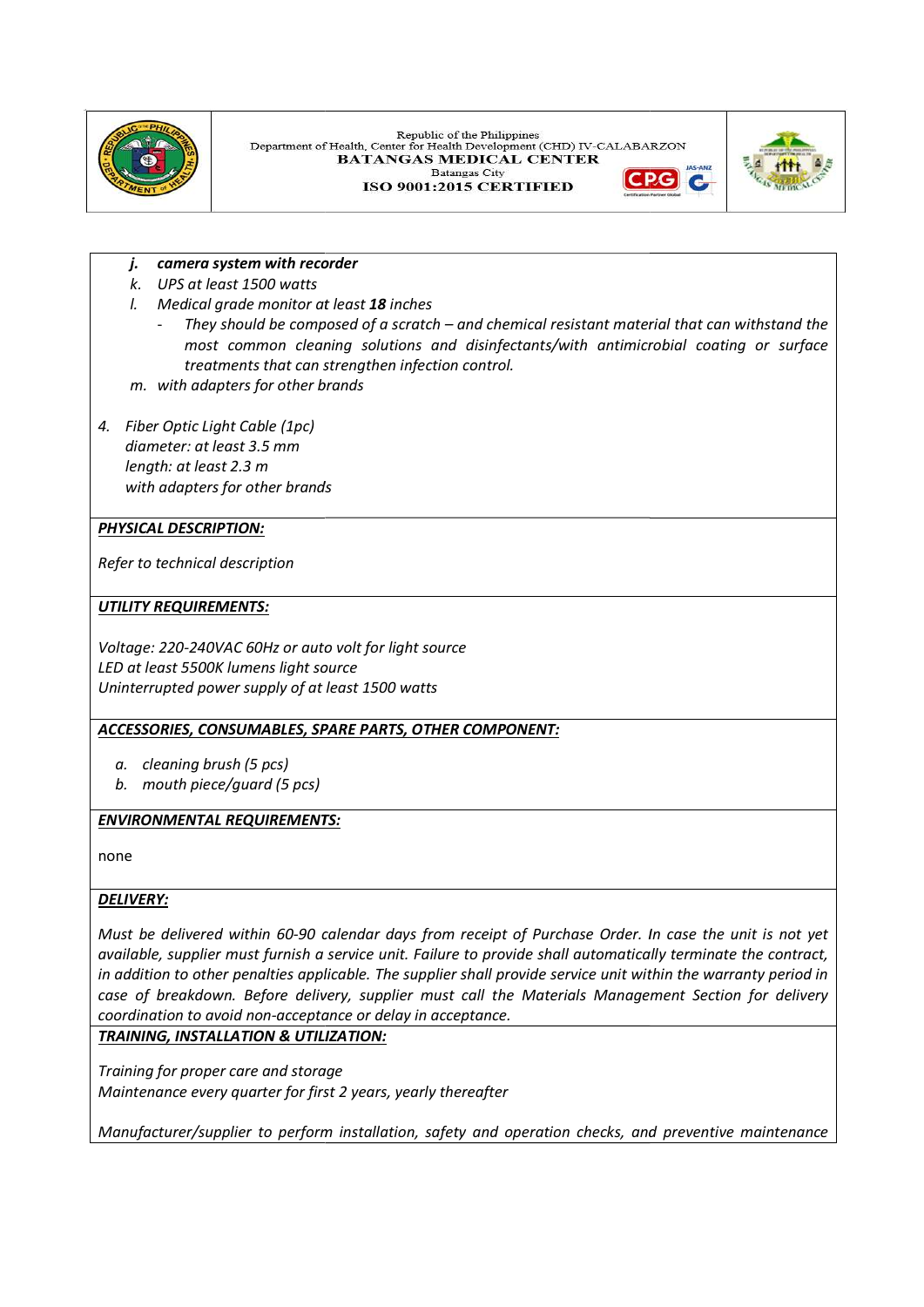j. ***camera system with recorder***
k. *UPS at least 1500 watts*
l. *Medical grade monitor at least **18** inches*
   - *They should be composed of a scratch – and chemical resistant material that can withstand the most common cleaning solutions and disinfectants/with antimicrobial coating or surface treatments that can strengthen infection control.*

m. *with adapters for other brands*

4. *Fiber Optic Light Cable (1pc)*
   *diameter: at least 3.5 mm*
   *length: at least 2.3 m*
   *with adapters for other brands*

***PHYSICAL DESCRIPTION:***

*Refer to technical description*

***UTILITY REQUIREMENTS:***

*Voltage: 220-240VAC 60Hz or auto volt for light source*
*LED at least 5500K lumens light source*
*Uninterrupted power supply of at least 1500 watts*

***ACCESSORIES, CONSUMABLES, SPARE PARTS, OTHER COMPONENT:***

a. *cleaning brush (5 pcs)*
b. *mouth piece/guard (5 pcs)*

***ENVIRONMENTAL REQUIREMENTS:***

none

***DELIVERY:***

*Must be delivered within 60-90 calendar days from receipt of Purchase Order. In case the unit is not yet available, supplier must furnish a service unit. Failure to provide shall automatically terminate the contract, in addition to other penalties applicable. The supplier shall provide service unit within the warranty period in case of breakdown. Before delivery, supplier must call the Materials Management Section for delivery coordination to avoid non-acceptance or delay in acceptance.*

***TRAINING, INSTALLATION & UTILIZATION:***

*Training for proper care and storage*
*Maintenance every quarter for first 2 years, yearly thereafter*

*Manufacturer/supplier to perform installation, safety and operation checks, and preventive maintenance*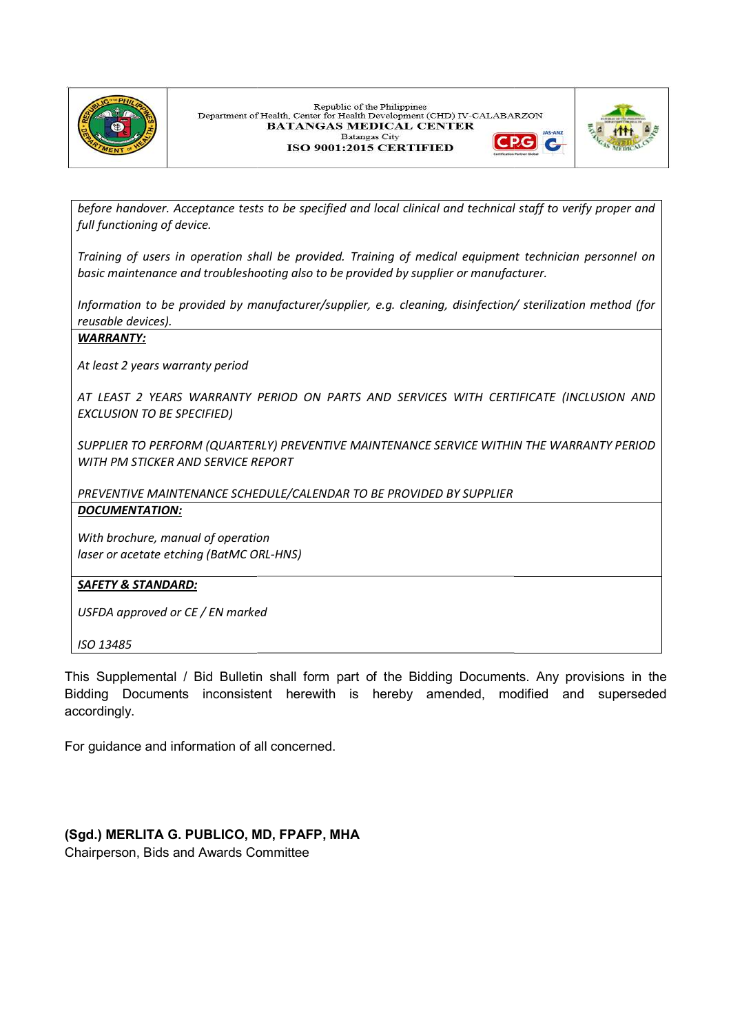*before handover. Acceptance tests to be specified and local clinical and technical staff to verify proper and full functioning of device.*

*Training of users in operation shall be provided. Training of medical equipment technician personnel on basic maintenance and troubleshooting also to be provided by supplier or manufacturer.*

*Information to be provided by manufacturer/supplier, e.g. cleaning, disinfection/ sterilization method (for reusable devices).*

***WARRANTY:***

*At least 2 years warranty period*

*AT LEAST 2 YEARS WARRANTY PERIOD ON PARTS AND SERVICES WITH CERTIFICATE (INCLUSION AND EXCLUSION TO BE SPECIFIED)*

*SUPPLIER TO PERFORM (QUARTERLY) PREVENTIVE MAINTENANCE SERVICE WITHIN THE WARRANTY PERIOD WITH PM STICKER AND SERVICE REPORT*

*PREVENTIVE MAINTENANCE SCHEDULE/CALENDAR TO BE PROVIDED BY SUPPLIER*

***DOCUMENTATION:***

*With brochure, manual of operation*
*laser or acetate etching (BatMC ORL-HNS)*

***SAFETY & STANDARD:***

*USFDA approved or CE / EN marked*

*ISO 13485*

This Supplemental / Bid Bulletin shall form part of the Bidding Documents. Any provisions in the Bidding Documents inconsistent herewith is hereby amended, modified and superseded accordingly.

For guidance and information of all concerned.

**(Sgd.) MERLITA G. PUBLICO, MD, FPAFP, MHA**
Chairperson, Bids and Awards Committee